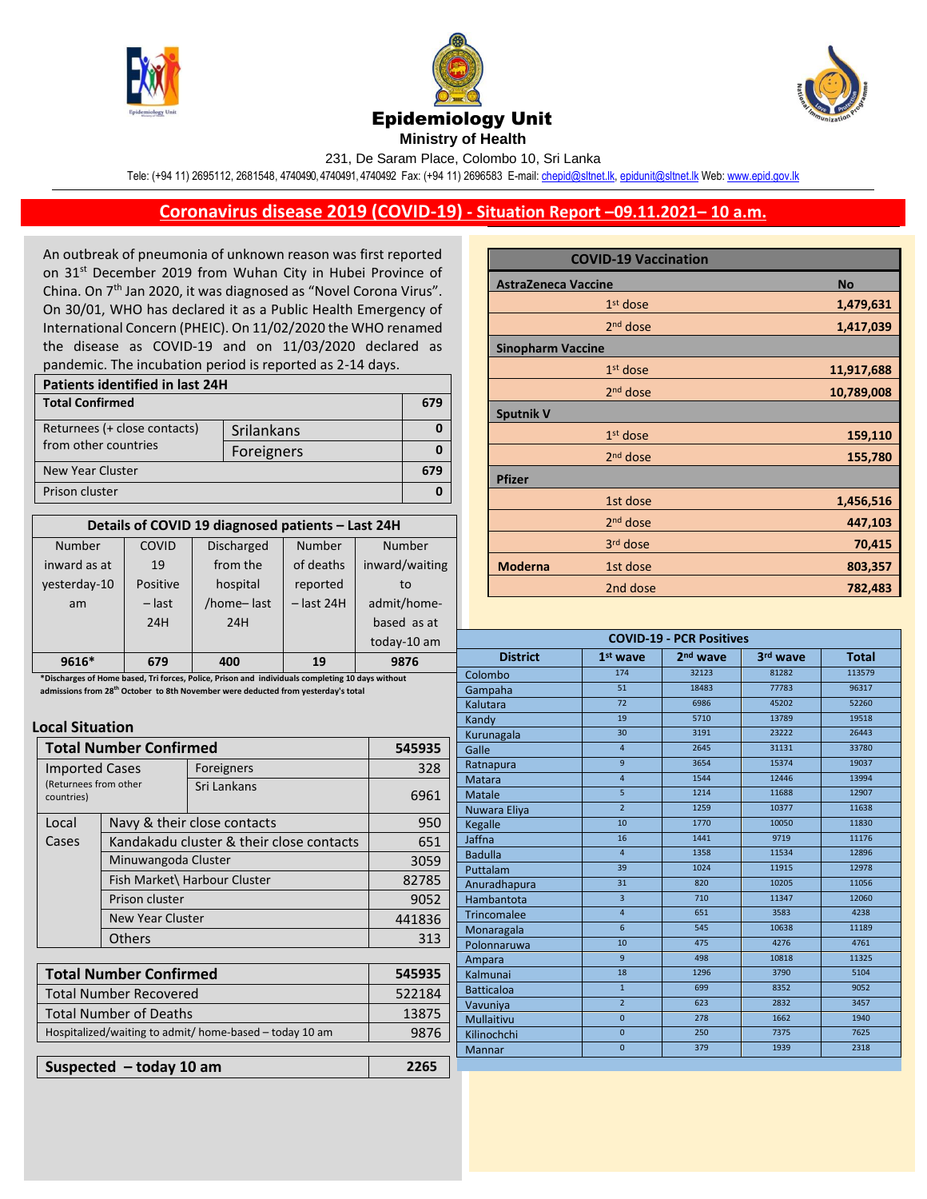# Epidemiology Unit

**Ministry of Health**

231, De Saram Place, Colombo 10, Sri Lanka

Tele: (+94 11) 2695112, 2681548, 4740490, 4740491, 4740492 Fax: (+94 11) 2696583 E-mail: chepid@sltnet.lk, epidunit@sltnet.lk Web: www.epid.gov.lk

## Coronavirus disease 2019 (COVID-19) - Situation Report –09.11.2021– 10 a.m.

An outbreak of pneumonia of unknown reason was first reported on 31st December 2019 from Wuhan City in Hubei Province of China. On 7th Jan 2020, it was diagnosed as "Novel Corona Virus". On 30/01, WHO has declared it as a Public Health Emergency of International Concern (PHEIC). On 11/02/2020 the WHO renamed the disease as COVID-19 and on 11/03/2020 declared as pandemic. The incubation period is reported as 2-14 days.

| Patients identified in last 24H | | |
|---|---|---|
| **Total Confirmed** | | **679** |
| Returnees (+ close contacts) from other countries | Srilankans | 0 |
| | Foreigners | 0 |
| New Year Cluster | | 679 |
| Prison cluster | | 0 |

| Details of COVID 19 diagnosed patients – Last 24H | | | | |
|---|---|---|---|---|
| Number inward as at yesterday-10 am | COVID 19 Positive – last 24H | Discharged from the hospital /home– last 24H | Number of deaths reported – last 24H | Number inward/waiting to admit/home-based as at today-10 am |
| **9616*** | **679** | **400** | **19** | **9876** |

***Discharges of Home based, Tri forces, Police, Prison and individuals completing 10 days without admissions from 28th October to 8th November were deducted from yesterday's total**

### Local Situation

| **Total Number Confirmed** | | **545935** |
|---|---|---|
| Imported Cases (Returnees from other countries) | Foreigners | 328 |
| | Sri Lankans | 6961 |
| Local Cases | Navy & their close contacts | 950 |
| | Kandakadu cluster & their close contacts | 651 |
| | Minuwangoda Cluster | 3059 |
| | Fish Market\ Harbour Cluster | 82785 |
| | Prison cluster | 9052 |
| | New Year Cluster | 441836 |
| | Others | 313 |

| **Total Number Confirmed** | **545935** |
|---|---|
| Total Number Recovered | 522184 |
| Total Number of Deaths | 13875 |
| Hospitalized/waiting to admit/ home-based – today 10 am | 9876 |

| **Suspected – today 10 am** | **2265** |
|---|---|

| COVID-19 Vaccination | | |
|---|---|---|
| **AstraZeneca Vaccine** | | **No** |
| | 1st dose | **1,479,631** |
| | 2nd dose | **1,417,039** |
| **Sinopharm Vaccine** | | |
| | 1st dose | **11,917,688** |
| | 2nd dose | **10,789,008** |
| **Sputnik V** | | |
| | 1st dose | **159,110** |
| | 2nd dose | **155,780** |
| **Pfizer** | | |
| | 1st dose | **1,456,516** |
| | 2nd dose | **447,103** |
| | 3rd dose | **70,415** |
| **Moderna** | 1st dose | **803,357** |
| | 2nd dose | **782,483** |

| COVID-19 - PCR Positives | | | | |
|---|---|---|---|---|
| **District** | **1st wave** | **2nd wave** | **3rd wave** | **Total** |
| Colombo | 174 | 32123 | 81282 | 113579 |
| Gampaha | 51 | 18483 | 77783 | 96317 |
| Kalutara | 72 | 6986 | 45202 | 52260 |
| Kandy | 19 | 5710 | 13789 | 19518 |
| Kurunagala | 30 | 3191 | 23222 | 26443 |
| Galle | 4 | 2645 | 31131 | 33780 |
| Ratnapura | 9 | 3654 | 15374 | 19037 |
| Matara | 4 | 1544 | 12446 | 13994 |
| Matale | 5 | 1214 | 11688 | 12907 |
| Nuwara Eliya | 2 | 1259 | 10377 | 11638 |
| Kegalle | 10 | 1770 | 10050 | 11830 |
| Jaffna | 16 | 1441 | 9719 | 11176 |
| Badulla | 4 | 1358 | 11534 | 12896 |
| Puttalam | 39 | 1024 | 11915 | 12978 |
| Anuradhapura | 31 | 820 | 10205 | 11056 |
| Hambantota | 3 | 710 | 11347 | 12060 |
| Trincomalee | 4 | 651 | 3583 | 4238 |
| Monaragala | 6 | 545 | 10638 | 11189 |
| Polonnaruwa | 10 | 475 | 4276 | 4761 |
| Ampara | 9 | 498 | 10818 | 11325 |
| Kalmunai | 18 | 1296 | 3790 | 5104 |
| Batticaloa | 1 | 699 | 8352 | 9052 |
| Vavuniya | 2 | 623 | 2832 | 3457 |
| Mullaitivu | 0 | 278 | 1662 | 1940 |
| Kilinochchi | 0 | 250 | 7375 | 7625 |
| Mannar | 0 | 379 | 1939 | 2318 |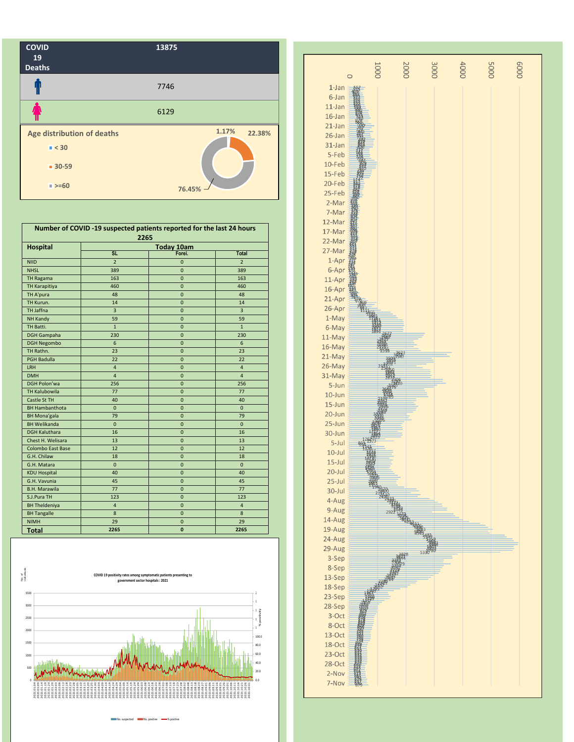| COVID 19 Deaths | 13875 |
|---|---|
| Male | 7746 |
| Female | 6129 |

Age distribution of deaths

- < 30
- 30-59
- >=60

1.17%
22.38%
76.45%

| Number of COVID -19 suspected patients reported for the last 24 hours 2265 | | | |
|---|---|---|---|
| Hospital | Today 10am | | |
| | SL | Forei. | Total |
| NIID | 2 | 0 | 2 |
| NHSL | 389 | 0 | 389 |
| TH Ragama | 163 | 0 | 163 |
| TH Karapitiya | 460 | 0 | 460 |
| TH A'pura | 48 | 0 | 48 |
| TH Kurun. | 14 | 0 | 14 |
| TH Jaffna | 3 | 0 | 3 |
| NH Kandy | 59 | 0 | 59 |
| TH Batti. | 1 | 0 | 1 |
| DGH Gampaha | 230 | 0 | 230 |
| DGH Negombo | 6 | 0 | 6 |
| TH Rathn. | 23 | 0 | 23 |
| PGH Badulla | 22 | 0 | 22 |
| LRH | 4 | 0 | 4 |
| DMH | 4 | 0 | 4 |
| DGH Polon'wa | 256 | 0 | 256 |
| TH Kalubowila | 77 | 0 | 77 |
| Castle St TH | 40 | 0 | 40 |
| BH Hambanthota | 0 | 0 | 0 |
| BH Mona'gala | 79 | 0 | 79 |
| BH Welikanda | 0 | 0 | 0 |
| DGH Kaluthara | 16 | 0 | 16 |
| Chest H. Welisara | 13 | 0 | 13 |
| Colombo East Base | 12 | 0 | 12 |
| G.H. Chilaw | 18 | 0 | 18 |
| G.H. Matara | 0 | 0 | 0 |
| KDU Hospital | 40 | 0 | 40 |
| G.H. Vavunia | 45 | 0 | 45 |
| B.H. Marawila | 77 | 0 | 77 |
| S.J.Pura TH | 123 | 0 | 123 |
| BH Theldeniya | 4 | 0 | 4 |
| BH Tangalle | 8 | 0 | 8 |
| NIMH | 29 | 0 | 29 |
| **Total** | **2265** | **0** | **2265** |

COVID 19 positivity rates among symptomatic patients presenting to government sector hospitals : 2021

No. of individuals

% positivity

No. suspected
No. positive
% positive

0
1000
2000
3000
4000
5000
6000

1-Jan
6-Jan
11-Jan
16-Jan
21-Jan
26-Jan
31-Jan
5-Feb
10-Feb
15-Feb
20-Feb
25-Feb
2-Mar
7-Mar
12-Mar
17-Mar
22-Mar
27-Mar
1-Apr
6-Apr
11-Apr
16-Apr
21-Apr
26-Apr
1-May
6-May
11-May
16-May
21-May
26-May
31-May
5-Jun
10-Jun
15-Jun
20-Jun
25-Jun
30-Jun
5-Jul
10-Jul
15-Jul
20-Jul
25-Jul
30-Jul
4-Aug
9-Aug
14-Aug
19-Aug
24-Aug
29-Aug
3-Sep
8-Sep
13-Sep
18-Sep
23-Sep
28-Sep
3-Oct
8-Oct
13-Oct
18-Oct
23-Oct
28-Oct
2-Nov
7-Nov